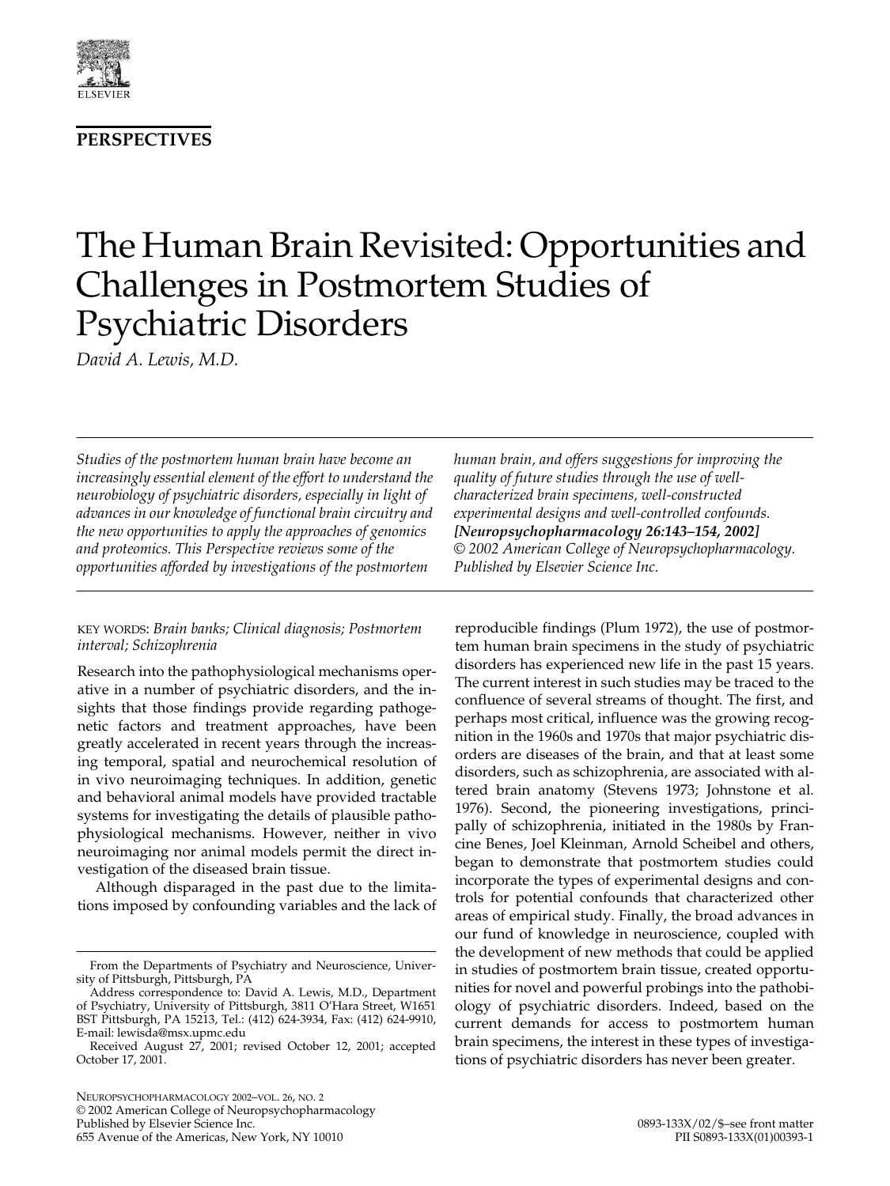**PERSPECTIVES**

# The Human Brain Revisited: Opportunities and Challenges in Postmortem Studies of Psychiatric Disorders

*David A. Lewis, M.D.*

*Studies of the postmortem human brain have become an increasingly essential element of the effort to understand the neurobiology of psychiatric disorders, especially in light of advances in our knowledge of functional brain circuitry and the new opportunities to apply the approaches of genomics and proteomics. This Perspective reviews some of the opportunities afforded by investigations of the postmortem human brain, and offers suggestions for improving the quality of future studies through the use of well-characterized brain specimens, well-constructed experimental designs and well-controlled confounds.* ***[Neuropsychopharmacology 26:143–154, 2002]*** *© 2002 American College of Neuropsychopharmacology. Published by Elsevier Science Inc.*

KEY WORDS: *Brain banks; Clinical diagnosis; Postmortem interval; Schizophrenia*

Research into the pathophysiological mechanisms operative in a number of psychiatric disorders, and the insights that those findings provide regarding pathogenetic factors and treatment approaches, have been greatly accelerated in recent years through the increasing temporal, spatial and neurochemical resolution of in vivo neuroimaging techniques. In addition, genetic and behavioral animal models have provided tractable systems for investigating the details of plausible pathophysiological mechanisms. However, neither in vivo neuroimaging nor animal models permit the direct investigation of the diseased brain tissue.

Although disparaged in the past due to the limitations imposed by confounding variables and the lack of reproducible findings (Plum 1972), the use of postmortem human brain specimens in the study of psychiatric disorders has experienced new life in the past 15 years. The current interest in such studies may be traced to the confluence of several streams of thought. The first, and perhaps most critical, influence was the growing recognition in the 1960s and 1970s that major psychiatric disorders are diseases of the brain, and that at least some disorders, such as schizophrenia, are associated with altered brain anatomy (Stevens 1973; Johnstone et al. 1976). Second, the pioneering investigations, principally of schizophrenia, initiated in the 1980s by Francine Benes, Joel Kleinman, Arnold Scheibel and others, began to demonstrate that postmortem studies could incorporate the types of experimental designs and controls for potential confounds that characterized other areas of empirical study. Finally, the broad advances in our fund of knowledge in neuroscience, coupled with the development of new methods that could be applied in studies of postmortem brain tissue, created opportunities for novel and powerful probings into the pathobiology of psychiatric disorders. Indeed, based on the current demands for access to postmortem human brain specimens, the interest in these types of investigations of psychiatric disorders has never been greater.

From the Departments of Psychiatry and Neuroscience, University of Pittsburgh, Pittsburgh, PA

Address correspondence to: David A. Lewis, M.D., Department of Psychiatry, University of Pittsburgh, 3811 O'Hara Street, W1651 BST Pittsburgh, PA 15213, Tel.: (412) 624-3934, Fax: (412) 624-9910, E-mail: lewisda@msx.upmc.edu

Received August 27, 2001; revised October 12, 2001; accepted October 17, 2001.

© 2002 American College of Neuropsychopharmacology
Published by Elsevier Science Inc.
655 Avenue of the Americas, New York, NY 10010

0893-133X/02/$–see front matter
PII S0893-133X(01)00393-1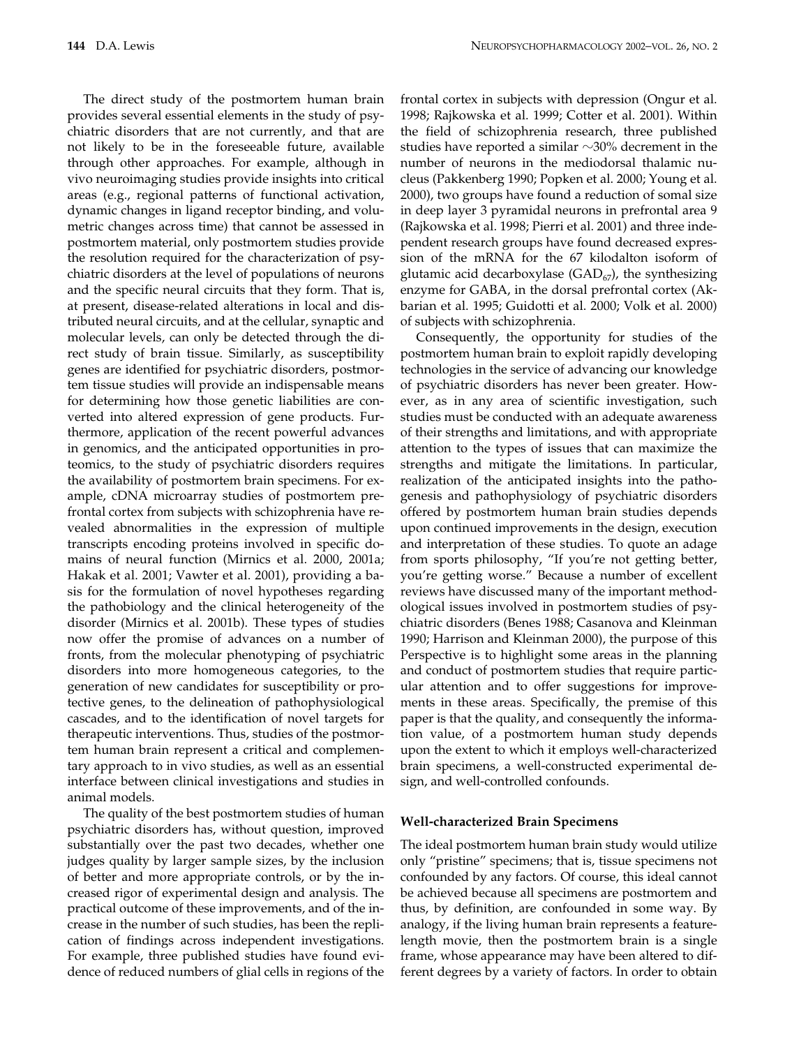The direct study of the postmortem human brain provides several essential elements in the study of psychiatric disorders that are not currently, and that are not likely to be in the foreseeable future, available through other approaches. For example, although in vivo neuroimaging studies provide insights into critical areas (e.g., regional patterns of functional activation, dynamic changes in ligand receptor binding, and volumetric changes across time) that cannot be assessed in postmortem material, only postmortem studies provide the resolution required for the characterization of psychiatric disorders at the level of populations of neurons and the specific neural circuits that they form. That is, at present, disease-related alterations in local and distributed neural circuits, and at the cellular, synaptic and molecular levels, can only be detected through the direct study of brain tissue. Similarly, as susceptibility genes are identified for psychiatric disorders, postmortem tissue studies will provide an indispensable means for determining how those genetic liabilities are converted into altered expression of gene products. Furthermore, application of the recent powerful advances in genomics, and the anticipated opportunities in proteomics, to the study of psychiatric disorders requires the availability of postmortem brain specimens. For example, cDNA microarray studies of postmortem prefrontal cortex from subjects with schizophrenia have revealed abnormalities in the expression of multiple transcripts encoding proteins involved in specific domains of neural function (Mirnics et al. 2000, 2001a; Hakak et al. 2001; Vawter et al. 2001), providing a basis for the formulation of novel hypotheses regarding the pathobiology and the clinical heterogeneity of the disorder (Mirnics et al. 2001b). These types of studies now offer the promise of advances on a number of fronts, from the molecular phenotyping of psychiatric disorders into more homogeneous categories, to the generation of new candidates for susceptibility or protective genes, to the delineation of pathophysiological cascades, and to the identification of novel targets for therapeutic interventions. Thus, studies of the postmortem human brain represent a critical and complementary approach to in vivo studies, as well as an essential interface between clinical investigations and studies in animal models.

The quality of the best postmortem studies of human psychiatric disorders has, without question, improved substantially over the past two decades, whether one judges quality by larger sample sizes, by the inclusion of better and more appropriate controls, or by the increased rigor of experimental design and analysis. The practical outcome of these improvements, and of the increase in the number of such studies, has been the replication of findings across independent investigations. For example, three published studies have found evidence of reduced numbers of glial cells in regions of the frontal cortex in subjects with depression (Ongur et al. 1998; Rajkowska et al. 1999; Cotter et al. 2001). Within the field of schizophrenia research, three published studies have reported a similar ~30% decrement in the number of neurons in the mediodorsal thalamic nucleus (Pakkenberg 1990; Popken et al. 2000; Young et al. 2000), two groups have found a reduction of somal size in deep layer 3 pyramidal neurons in prefrontal area 9 (Rajkowska et al. 1998; Pierri et al. 2001) and three independent research groups have found decreased expression of the mRNA for the 67 kilodalton isoform of glutamic acid decarboxylase ($GAD_{67}$), the synthesizing enzyme for GABA, in the dorsal prefrontal cortex (Akbarian et al. 1995; Guidotti et al. 2000; Volk et al. 2000) of subjects with schizophrenia.

Consequently, the opportunity for studies of the postmortem human brain to exploit rapidly developing technologies in the service of advancing our knowledge of psychiatric disorders has never been greater. However, as in any area of scientific investigation, such studies must be conducted with an adequate awareness of their strengths and limitations, and with appropriate attention to the types of issues that can maximize the strengths and mitigate the limitations. In particular, realization of the anticipated insights into the pathogenesis and pathophysiology of psychiatric disorders offered by postmortem human brain studies depends upon continued improvements in the design, execution and interpretation of these studies. To quote an adage from sports philosophy, "If you're not getting better, you're getting worse." Because a number of excellent reviews have discussed many of the important methodological issues involved in postmortem studies of psychiatric disorders (Benes 1988; Casanova and Kleinman 1990; Harrison and Kleinman 2000), the purpose of this Perspective is to highlight some areas in the planning and conduct of postmortem studies that require particular attention and to offer suggestions for improvements in these areas. Specifically, the premise of this paper is that the quality, and consequently the information value, of a postmortem human study depends upon the extent to which it employs well-characterized brain specimens, a well-constructed experimental design, and well-controlled confounds.

## Well-characterized Brain Specimens

The ideal postmortem human brain study would utilize only "pristine" specimens; that is, tissue specimens not confounded by any factors. Of course, this ideal cannot be achieved because all specimens are postmortem and thus, by definition, are confounded in some way. By analogy, if the living human brain represents a feature-length movie, then the postmortem brain is a single frame, whose appearance may have been altered to different degrees by a variety of factors. In order to obtain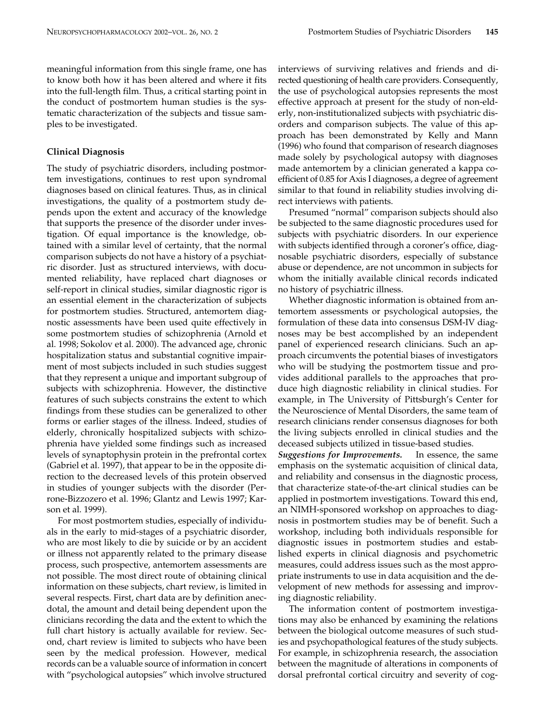meaningful information from this single frame, one has to know both how it has been altered and where it fits into the full-length film. Thus, a critical starting point in the conduct of postmortem human studies is the systematic characterization of the subjects and tissue samples to be investigated.

### Clinical Diagnosis

The study of psychiatric disorders, including postmortem investigations, continues to rest upon syndromal diagnoses based on clinical features. Thus, as in clinical investigations, the quality of a postmortem study depends upon the extent and accuracy of the knowledge that supports the presence of the disorder under investigation. Of equal importance is the knowledge, obtained with a similar level of certainty, that the normal comparison subjects do not have a history of a psychiatric disorder. Just as structured interviews, with documented reliability, have replaced chart diagnoses or self-report in clinical studies, similar diagnostic rigor is an essential element in the characterization of subjects for postmortem studies. Structured, antemortem diagnostic assessments have been used quite effectively in some postmortem studies of schizophrenia (Arnold et al. 1998; Sokolov et al. 2000). The advanced age, chronic hospitalization status and substantial cognitive impairment of most subjects included in such studies suggest that they represent a unique and important subgroup of subjects with schizophrenia. However, the distinctive features of such subjects constrains the extent to which findings from these studies can be generalized to other forms or earlier stages of the illness. Indeed, studies of elderly, chronically hospitalized subjects with schizophrenia have yielded some findings such as increased levels of synaptophysin protein in the prefrontal cortex (Gabriel et al. 1997), that appear to be in the opposite direction to the decreased levels of this protein observed in studies of younger subjects with the disorder (Perrone-Bizzozero et al. 1996; Glantz and Lewis 1997; Karson et al. 1999).

For most postmortem studies, especially of individuals in the early to mid-stages of a psychiatric disorder, who are most likely to die by suicide or by an accident or illness not apparently related to the primary disease process, such prospective, antemortem assessments are not possible. The most direct route of obtaining clinical information on these subjects, chart review, is limited in several respects. First, chart data are by definition anecdotal, the amount and detail being dependent upon the clinicians recording the data and the extent to which the full chart history is actually available for review. Second, chart review is limited to subjects who have been seen by the medical profession. However, medical records can be a valuable source of information in concert with "psychological autopsies" which involve structured interviews of surviving relatives and friends and directed questioning of health care providers. Consequently, the use of psychological autopsies represents the most effective approach at present for the study of non-elderly, non-institutionalized subjects with psychiatric disorders and comparison subjects. The value of this approach has been demonstrated by Kelly and Mann (1996) who found that comparison of research diagnoses made solely by psychological autopsy with diagnoses made antemortem by a clinician generated a kappa coefficient of 0.85 for Axis I diagnoses, a degree of agreement similar to that found in reliability studies involving direct interviews with patients.

Presumed "normal" comparison subjects should also be subjected to the same diagnostic procedures used for subjects with psychiatric disorders. In our experience with subjects identified through a coroner's office, diagnosable psychiatric disorders, especially of substance abuse or dependence, are not uncommon in subjects for whom the initially available clinical records indicated no history of psychiatric illness.

Whether diagnostic information is obtained from antemortem assessments or psychological autopsies, the formulation of these data into consensus DSM-IV diagnoses may be best accomplished by an independent panel of experienced research clinicians. Such an approach circumvents the potential biases of investigators who will be studying the postmortem tissue and provides additional parallels to the approaches that produce high diagnostic reliability in clinical studies. For example, in The University of Pittsburgh's Center for the Neuroscience of Mental Disorders, the same team of research clinicians render consensus diagnoses for both the living subjects enrolled in clinical studies and the deceased subjects utilized in tissue-based studies.

***Suggestions for Improvements.*** In essence, the same emphasis on the systematic acquisition of clinical data, and reliability and consensus in the diagnostic process, that characterize state-of-the-art clinical studies can be applied in postmortem investigations. Toward this end, an NIMH-sponsored workshop on approaches to diagnosis in postmortem studies may be of benefit. Such a workshop, including both individuals responsible for diagnostic issues in postmortem studies and established experts in clinical diagnosis and psychometric measures, could address issues such as the most appropriate instruments to use in data acquisition and the development of new methods for assessing and improving diagnostic reliability.

The information content of postmortem investigations may also be enhanced by examining the relations between the biological outcome measures of such studies and psychopathological features of the study subjects. For example, in schizophrenia research, the association between the magnitude of alterations in components of dorsal prefrontal cortical circuitry and severity of cog-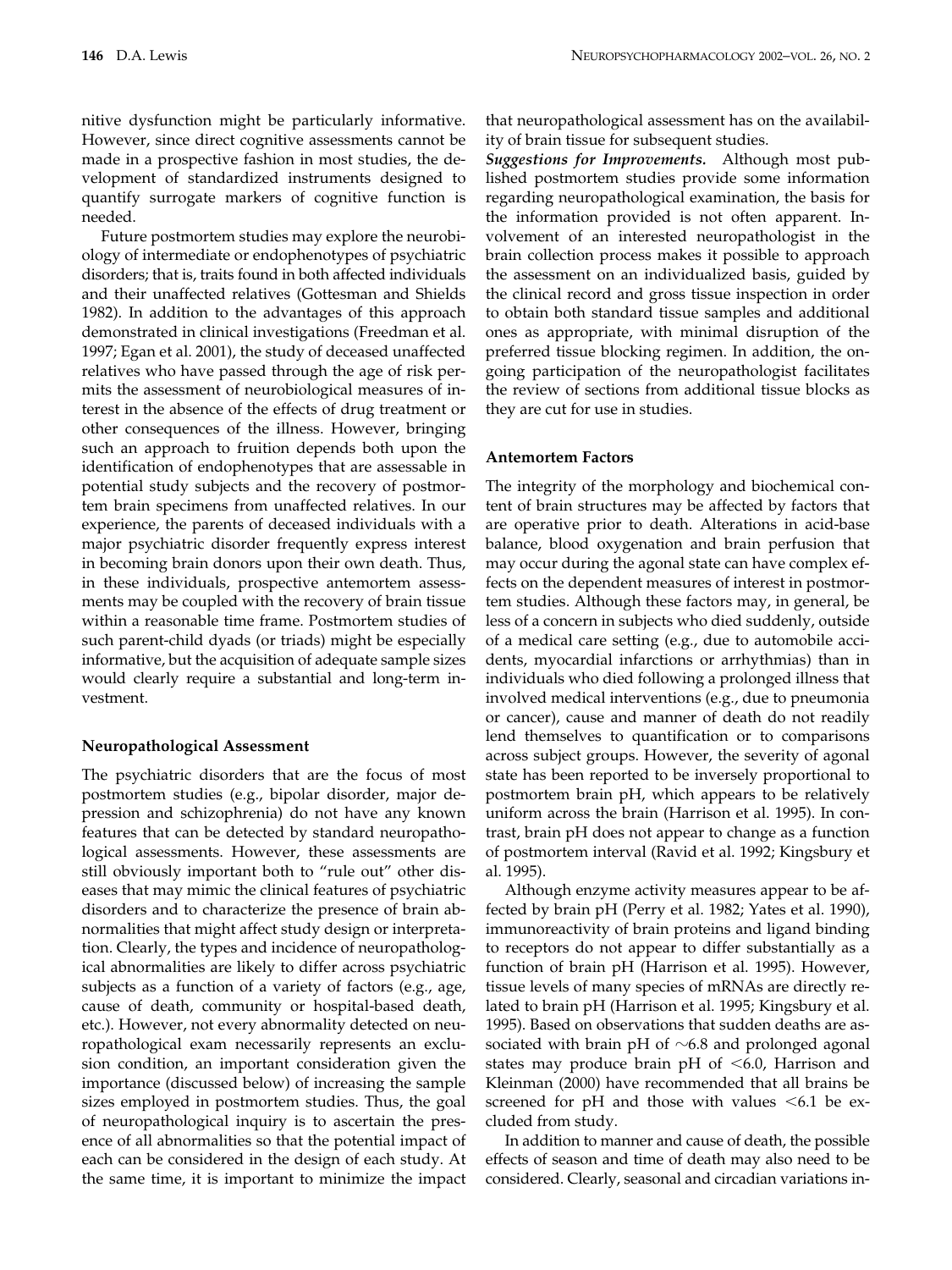nitive dysfunction might be particularly informative. However, since direct cognitive assessments cannot be made in a prospective fashion in most studies, the development of standardized instruments designed to quantify surrogate markers of cognitive function is needed.

Future postmortem studies may explore the neurobiology of intermediate or endophenotypes of psychiatric disorders; that is, traits found in both affected individuals and their unaffected relatives (Gottesman and Shields 1982). In addition to the advantages of this approach demonstrated in clinical investigations (Freedman et al. 1997; Egan et al. 2001), the study of deceased unaffected relatives who have passed through the age of risk permits the assessment of neurobiological measures of interest in the absence of the effects of drug treatment or other consequences of the illness. However, bringing such an approach to fruition depends both upon the identification of endophenotypes that are assessable in potential study subjects and the recovery of postmortem brain specimens from unaffected relatives. In our experience, the parents of deceased individuals with a major psychiatric disorder frequently express interest in becoming brain donors upon their own death. Thus, in these individuals, prospective antemortem assessments may be coupled with the recovery of brain tissue within a reasonable time frame. Postmortem studies of such parent-child dyads (or triads) might be especially informative, but the acquisition of adequate sample sizes would clearly require a substantial and long-term investment.

## Neuropathological Assessment

The psychiatric disorders that are the focus of most postmortem studies (e.g., bipolar disorder, major depression and schizophrenia) do not have any known features that can be detected by standard neuropathological assessments. However, these assessments are still obviously important both to "rule out" other diseases that may mimic the clinical features of psychiatric disorders and to characterize the presence of brain abnormalities that might affect study design or interpretation. Clearly, the types and incidence of neuropathological abnormalities are likely to differ across psychiatric subjects as a function of a variety of factors (e.g., age, cause of death, community or hospital-based death, etc.). However, not every abnormality detected on neuropathological exam necessarily represents an exclusion condition, an important consideration given the importance (discussed below) of increasing the sample sizes employed in postmortem studies. Thus, the goal of neuropathological inquiry is to ascertain the presence of all abnormalities so that the potential impact of each can be considered in the design of each study. At the same time, it is important to minimize the impact that neuropathological assessment has on the availability of brain tissue for subsequent studies.

***Suggestions for Improvements.*** Although most published postmortem studies provide some information regarding neuropathological examination, the basis for the information provided is not often apparent. Involvement of an interested neuropathologist in the brain collection process makes it possible to approach the assessment on an individualized basis, guided by the clinical record and gross tissue inspection in order to obtain both standard tissue samples and additional ones as appropriate, with minimal disruption of the preferred tissue blocking regimen. In addition, the ongoing participation of the neuropathologist facilitates the review of sections from additional tissue blocks as they are cut for use in studies.

## Antemortem Factors

The integrity of the morphology and biochemical content of brain structures may be affected by factors that are operative prior to death. Alterations in acid-base balance, blood oxygenation and brain perfusion that may occur during the agonal state can have complex effects on the dependent measures of interest in postmortem studies. Although these factors may, in general, be less of a concern in subjects who died suddenly, outside of a medical care setting (e.g., due to automobile accidents, myocardial infarctions or arrhythmias) than in individuals who died following a prolonged illness that involved medical interventions (e.g., due to pneumonia or cancer), cause and manner of death do not readily lend themselves to quantification or to comparisons across subject groups. However, the severity of agonal state has been reported to be inversely proportional to postmortem brain pH, which appears to be relatively uniform across the brain (Harrison et al. 1995). In contrast, brain pH does not appear to change as a function of postmortem interval (Ravid et al. 1992; Kingsbury et al. 1995).

Although enzyme activity measures appear to be affected by brain pH (Perry et al. 1982; Yates et al. 1990), immunoreactivity of brain proteins and ligand binding to receptors do not appear to differ substantially as a function of brain pH (Harrison et al. 1995). However, tissue levels of many species of mRNAs are directly related to brain pH (Harrison et al. 1995; Kingsbury et al. 1995). Based on observations that sudden deaths are associated with brain pH of ~6.8 and prolonged agonal states may produce brain pH of <6.0, Harrison and Kleinman (2000) have recommended that all brains be screened for pH and those with values <6.1 be excluded from study.

In addition to manner and cause of death, the possible effects of season and time of death may also need to be considered. Clearly, seasonal and circadian variations in-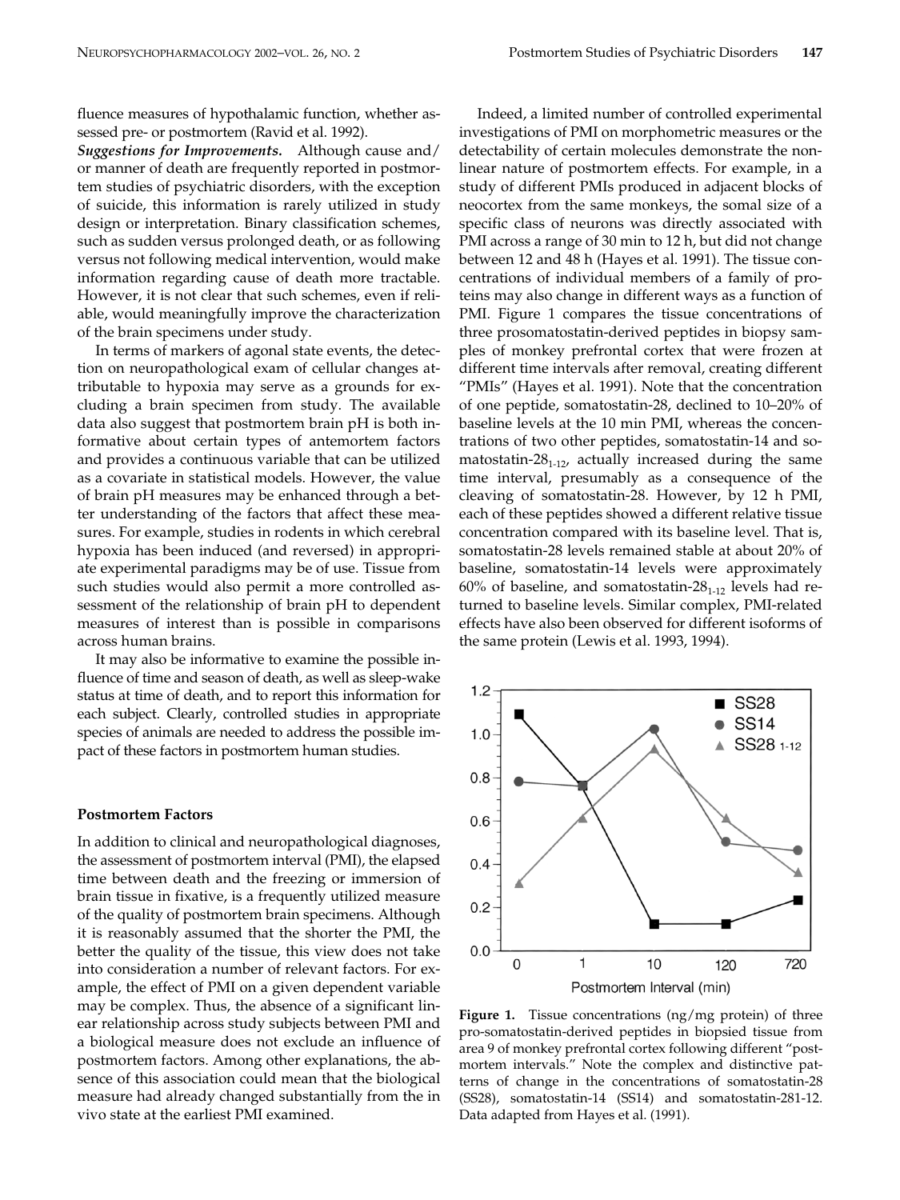fluence measures of hypothalamic function, whether assessed pre- or postmortem (Ravid et al. 1992).

***Suggestions for Improvements.*** Although cause and/or manner of death are frequently reported in postmortem studies of psychiatric disorders, with the exception of suicide, this information is rarely utilized in study design or interpretation. Binary classification schemes, such as sudden versus prolonged death, or as following versus not following medical intervention, would make information regarding cause of death more tractable. However, it is not clear that such schemes, even if reliable, would meaningfully improve the characterization of the brain specimens under study.

In terms of markers of agonal state events, the detection on neuropathological exam of cellular changes attributable to hypoxia may serve as a grounds for excluding a brain specimen from study. The available data also suggest that postmortem brain pH is both informative about certain types of antemortem factors and provides a continuous variable that can be utilized as a covariate in statistical models. However, the value of brain pH measures may be enhanced through a better understanding of the factors that affect these measures. For example, studies in rodents in which cerebral hypoxia has been induced (and reversed) in appropriate experimental paradigms may be of use. Tissue from such studies would also permit a more controlled assessment of the relationship of brain pH to dependent measures of interest than is possible in comparisons across human brains.

It may also be informative to examine the possible influence of time and season of death, as well as sleep-wake status at time of death, and to report this information for each subject. Clearly, controlled studies in appropriate species of animals are needed to address the possible impact of these factors in postmortem human studies.

### Postmortem Factors

In addition to clinical and neuropathological diagnoses, the assessment of postmortem interval (PMI), the elapsed time between death and the freezing or immersion of brain tissue in fixative, is a frequently utilized measure of the quality of postmortem brain specimens. Although it is reasonably assumed that the shorter the PMI, the better the quality of the tissue, this view does not take into consideration a number of relevant factors. For example, the effect of PMI on a given dependent variable may be complex. Thus, the absence of a significant linear relationship across study subjects between PMI and a biological measure does not exclude an influence of postmortem factors. Among other explanations, the absence of this association could mean that the biological measure had already changed substantially from the in vivo state at the earliest PMI examined.

Indeed, a limited number of controlled experimental investigations of PMI on morphometric measures or the detectability of certain molecules demonstrate the nonlinear nature of postmortem effects. For example, in a study of different PMIs produced in adjacent blocks of neocortex from the same monkeys, the somal size of a specific class of neurons was directly associated with PMI across a range of 30 min to 12 h, but did not change between 12 and 48 h (Hayes et al. 1991). The tissue concentrations of individual members of a family of proteins may also change in different ways as a function of PMI. Figure 1 compares the tissue concentrations of three prosomatostatin-derived peptides in biopsy samples of monkey prefrontal cortex that were frozen at different time intervals after removal, creating different "PMIs" (Hayes et al. 1991). Note that the concentration of one peptide, somatostatin-28, declined to 10–20% of baseline levels at the 10 min PMI, whereas the concentrations of two other peptides, somatostatin-14 and somatostatin-$28_{1\text{-}12}$, actually increased during the same time interval, presumably as a consequence of the cleaving of somatostatin-28. However, by 12 h PMI, each of these peptides showed a different relative tissue concentration compared with its baseline level. That is, somatostatin-28 levels remained stable at about 20% of baseline, somatostatin-14 levels were approximately 60% of baseline, and somatostatin-$28_{1\text{-}12}$ levels had returned to baseline levels. Similar complex, PMI-related effects have also been observed for different isoforms of the same protein (Lewis et al. 1993, 1994).

**Figure 1.** Tissue concentrations (ng/mg protein) of three pro-somatostatin-derived peptides in biopsied tissue from area 9 of monkey prefrontal cortex following different "postmortem intervals." Note the complex and distinctive patterns of change in the concentrations of somatostatin-28 (SS28), somatostatin-14 (SS14) and somatostatin-281-12. Data adapted from Hayes et al. (1991).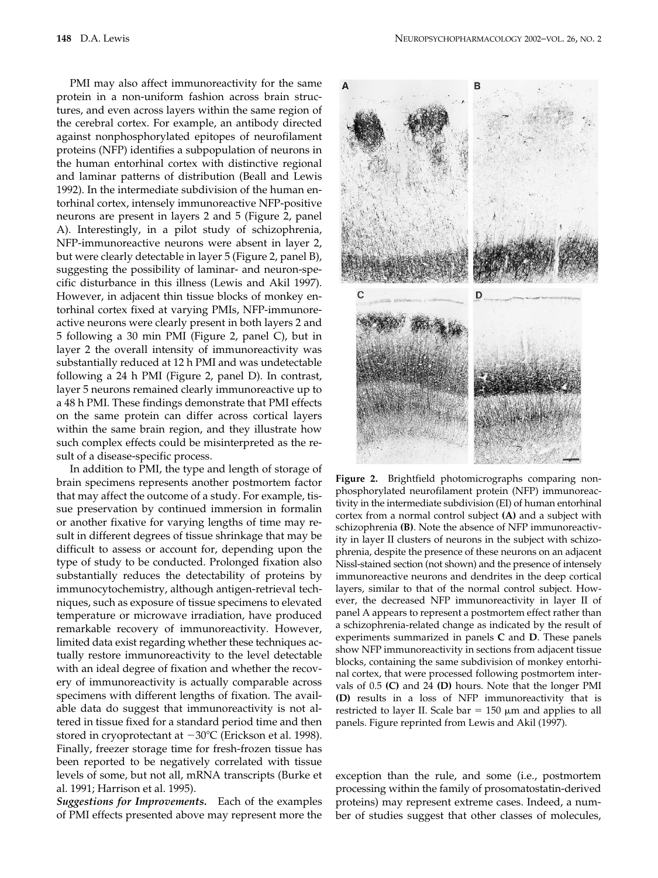PMI may also affect immunoreactivity for the same protein in a non-uniform fashion across brain structures, and even across layers within the same region of the cerebral cortex. For example, an antibody directed against nonphosphorylated epitopes of neurofilament proteins (NFP) identifies a subpopulation of neurons in the human entorhinal cortex with distinctive regional and laminar patterns of distribution (Beall and Lewis 1992). In the intermediate subdivision of the human entorhinal cortex, intensely immunoreactive NFP-positive neurons are present in layers 2 and 5 (Figure 2, panel A). Interestingly, in a pilot study of schizophrenia, NFP-immunoreactive neurons were absent in layer 2, but were clearly detectable in layer 5 (Figure 2, panel B), suggesting the possibility of laminar- and neuron-specific disturbance in this illness (Lewis and Akil 1997). However, in adjacent thin tissue blocks of monkey entorhinal cortex fixed at varying PMIs, NFP-immunoreactive neurons were clearly present in both layers 2 and 5 following a 30 min PMI (Figure 2, panel C), but in layer 2 the overall intensity of immunoreactivity was substantially reduced at 12 h PMI and was undetectable following a 24 h PMI (Figure 2, panel D). In contrast, layer 5 neurons remained clearly immunoreactive up to a 48 h PMI. These findings demonstrate that PMI effects on the same protein can differ across cortical layers within the same brain region, and they illustrate how such complex effects could be misinterpreted as the result of a disease-specific process.

In addition to PMI, the type and length of storage of brain specimens represents another postmortem factor that may affect the outcome of a study. For example, tissue preservation by continued immersion in formalin or another fixative for varying lengths of time may result in different degrees of tissue shrinkage that may be difficult to assess or account for, depending upon the type of study to be conducted. Prolonged fixation also substantially reduces the detectability of proteins by immunocytochemistry, although antigen-retrieval techniques, such as exposure of tissue specimens to elevated temperature or microwave irradiation, have produced remarkable recovery of immunoreactivity. However, limited data exist regarding whether these techniques actually restore immunoreactivity to the level detectable with an ideal degree of fixation and whether the recovery of immunoreactivity is actually comparable across specimens with different lengths of fixation. The available data do suggest that immunoreactivity is not altered in tissue fixed for a standard period time and then stored in cryoprotectant at −30°C (Erickson et al. 1998). Finally, freezer storage time for fresh-frozen tissue has been reported to be negatively correlated with tissue levels of some, but not all, mRNA transcripts (Burke et al. 1991; Harrison et al. 1995).

***Suggestions for Improvements.*** Each of the examples of PMI effects presented above may represent more the exception than the rule, and some (i.e., postmortem processing within the family of prosomatostatin-derived proteins) may represent extreme cases. Indeed, a number of studies suggest that other classes of molecules,

**Figure 2.** Brightfield photomicrographs comparing nonphosphorylated neurofilament protein (NFP) immunoreactivity in the intermediate subdivision (EI) of human entorhinal cortex from a normal control subject **(A)** and a subject with schizophrenia **(B)**. Note the absence of NFP immunoreactivity in layer II clusters of neurons in the subject with schizophrenia, despite the presence of these neurons on an adjacent Nissl-stained section (not shown) and the presence of intensely immunoreactive neurons and dendrites in the deep cortical layers, similar to that of the normal control subject. However, the decreased NFP immunoreactivity in layer II of panel A appears to represent a postmortem effect rather than a schizophrenia-related change as indicated by the result of experiments summarized in panels **C** and **D**. These panels show NFP immunoreactivity in sections from adjacent tissue blocks, containing the same subdivision of monkey entorhinal cortex, that were processed following postmortem intervals of 0.5 **(C)** and 24 **(D)** hours. Note that the longer PMI **(D)** results in a loss of NFP immunoreactivity that is restricted to layer II. Scale bar = 150 μm and applies to all panels. Figure reprinted from Lewis and Akil (1997).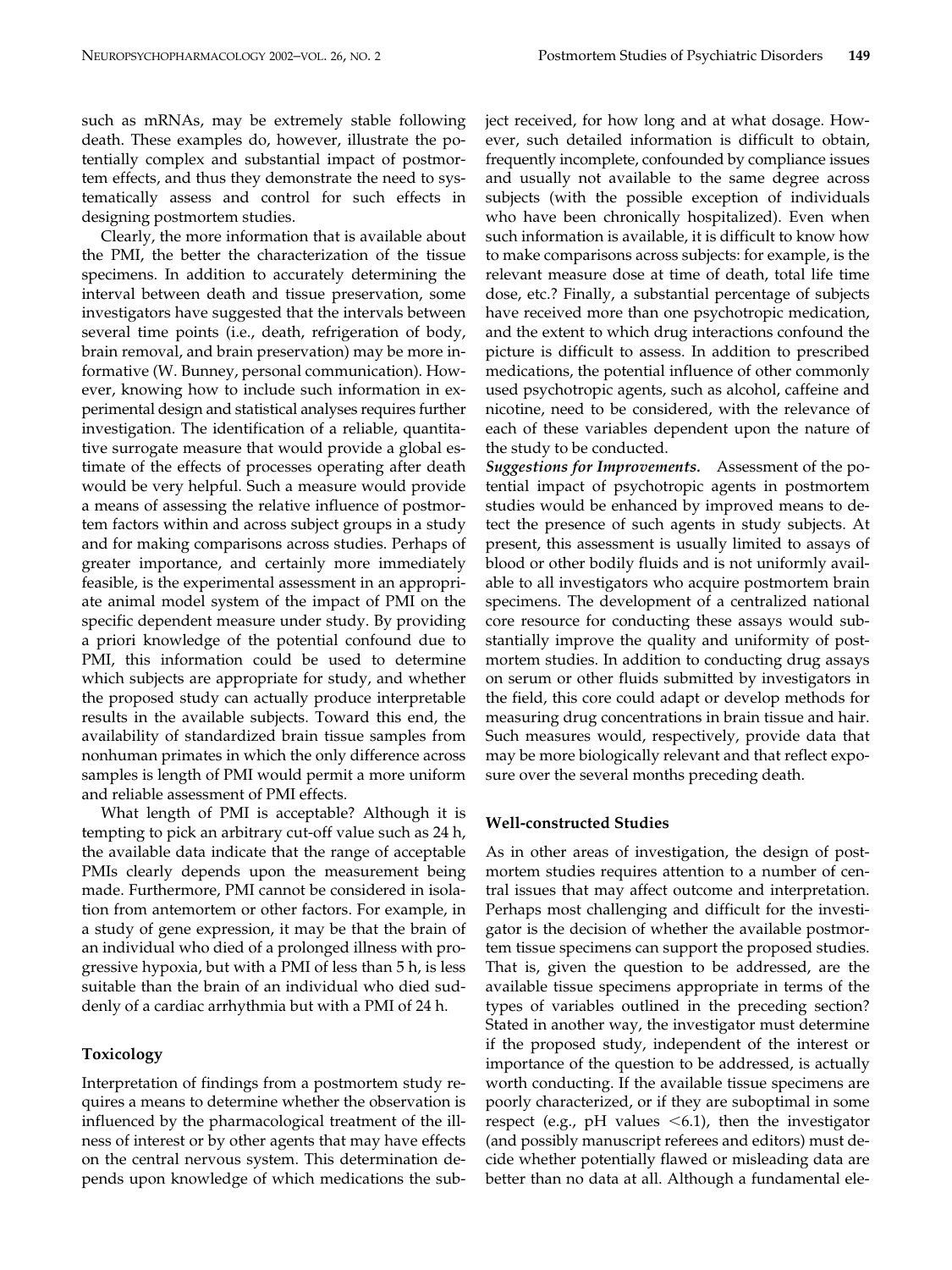such as mRNAs, may be extremely stable following death. These examples do, however, illustrate the potentially complex and substantial impact of postmortem effects, and thus they demonstrate the need to systematically assess and control for such effects in designing postmortem studies.

Clearly, the more information that is available about the PMI, the better the characterization of the tissue specimens. In addition to accurately determining the interval between death and tissue preservation, some investigators have suggested that the intervals between several time points (i.e., death, refrigeration of body, brain removal, and brain preservation) may be more informative (W. Bunney, personal communication). However, knowing how to include such information in experimental design and statistical analyses requires further investigation. The identification of a reliable, quantitative surrogate measure that would provide a global estimate of the effects of processes operating after death would be very helpful. Such a measure would provide a means of assessing the relative influence of postmortem factors within and across subject groups in a study and for making comparisons across studies. Perhaps of greater importance, and certainly more immediately feasible, is the experimental assessment in an appropriate animal model system of the impact of PMI on the specific dependent measure under study. By providing a priori knowledge of the potential confound due to PMI, this information could be used to determine which subjects are appropriate for study, and whether the proposed study can actually produce interpretable results in the available subjects. Toward this end, the availability of standardized brain tissue samples from nonhuman primates in which the only difference across samples is length of PMI would permit a more uniform and reliable assessment of PMI effects.

What length of PMI is acceptable? Although it is tempting to pick an arbitrary cut-off value such as 24 h, the available data indicate that the range of acceptable PMIs clearly depends upon the measurement being made. Furthermore, PMI cannot be considered in isolation from antemortem or other factors. For example, in a study of gene expression, it may be that the brain of an individual who died of a prolonged illness with progressive hypoxia, but with a PMI of less than 5 h, is less suitable than the brain of an individual who died suddenly of a cardiac arrhythmia but with a PMI of 24 h.

### Toxicology

Interpretation of findings from a postmortem study requires a means to determine whether the observation is influenced by the pharmacological treatment of the illness of interest or by other agents that may have effects on the central nervous system. This determination depends upon knowledge of which medications the subject received, for how long and at what dosage. However, such detailed information is difficult to obtain, frequently incomplete, confounded by compliance issues and usually not available to the same degree across subjects (with the possible exception of individuals who have been chronically hospitalized). Even when such information is available, it is difficult to know how to make comparisons across subjects: for example, is the relevant measure dose at time of death, total life time dose, etc.? Finally, a substantial percentage of subjects have received more than one psychotropic medication, and the extent to which drug interactions confound the picture is difficult to assess. In addition to prescribed medications, the potential influence of other commonly used psychotropic agents, such as alcohol, caffeine and nicotine, need to be considered, with the relevance of each of these variables dependent upon the nature of the study to be conducted.

***Suggestions for Improvements.*** Assessment of the potential impact of psychotropic agents in postmortem studies would be enhanced by improved means to detect the presence of such agents in study subjects. At present, this assessment is usually limited to assays of blood or other bodily fluids and is not uniformly available to all investigators who acquire postmortem brain specimens. The development of a centralized national core resource for conducting these assays would substantially improve the quality and uniformity of postmortem studies. In addition to conducting drug assays on serum or other fluids submitted by investigators in the field, this core could adapt or develop methods for measuring drug concentrations in brain tissue and hair. Such measures would, respectively, provide data that may be more biologically relevant and that reflect exposure over the several months preceding death.

### Well-constructed Studies

As in other areas of investigation, the design of postmortem studies requires attention to a number of central issues that may affect outcome and interpretation. Perhaps most challenging and difficult for the investigator is the decision of whether the available postmortem tissue specimens can support the proposed studies. That is, given the question to be addressed, are the available tissue specimens appropriate in terms of the types of variables outlined in the preceding section? Stated in another way, the investigator must determine if the proposed study, independent of the interest or importance of the question to be addressed, is actually worth conducting. If the available tissue specimens are poorly characterized, or if they are suboptimal in some respect (e.g., pH values $<6.1$), then the investigator (and possibly manuscript referees and editors) must decide whether potentially flawed or misleading data are better than no data at all. Although a fundamental ele-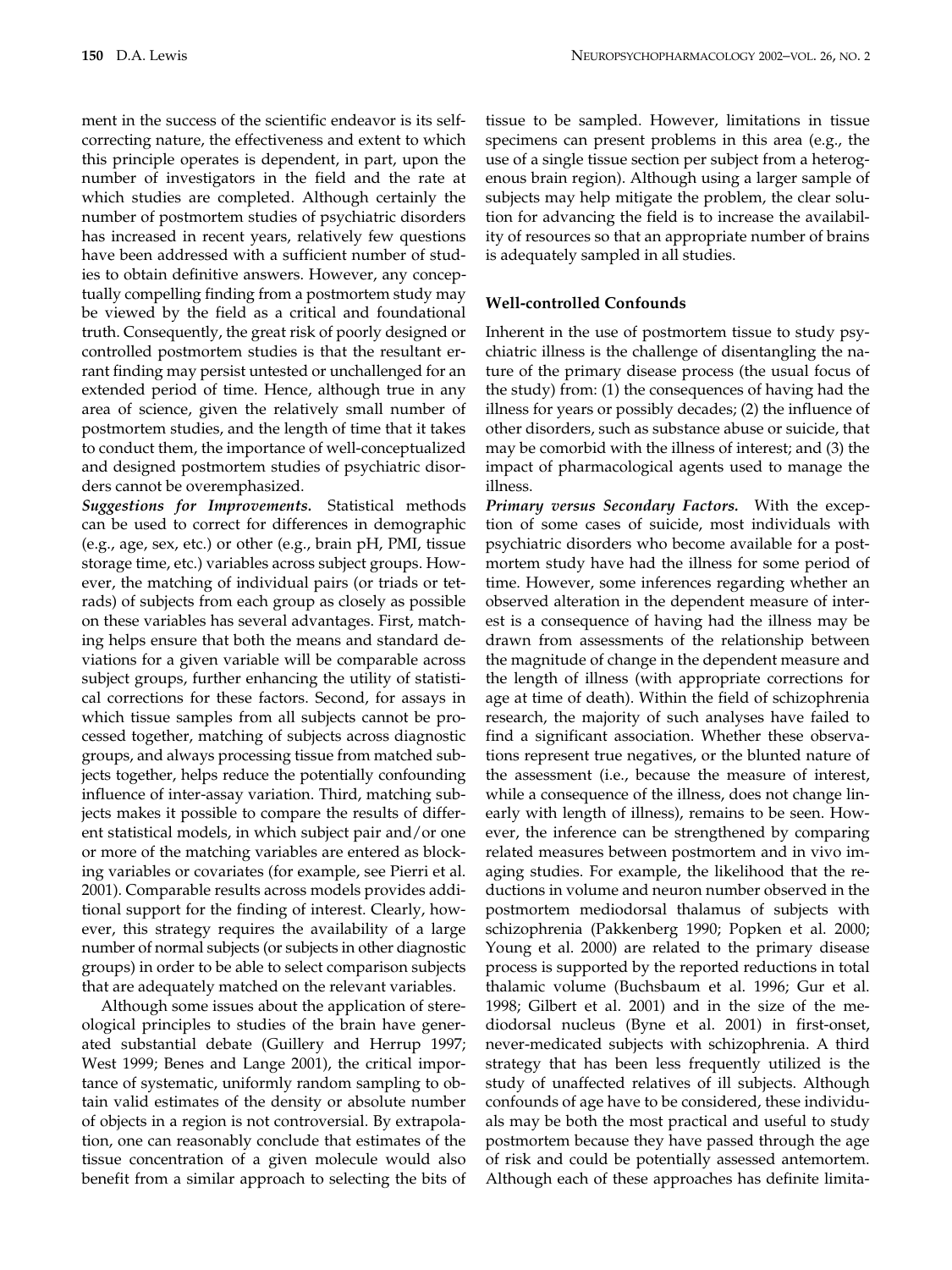ment in the success of the scientific endeavor is its self-correcting nature, the effectiveness and extent to which this principle operates is dependent, in part, upon the number of investigators in the field and the rate at which studies are completed. Although certainly the number of postmortem studies of psychiatric disorders has increased in recent years, relatively few questions have been addressed with a sufficient number of studies to obtain definitive answers. However, any conceptually compelling finding from a postmortem study may be viewed by the field as a critical and foundational truth. Consequently, the great risk of poorly designed or controlled postmortem studies is that the resultant errant finding may persist untested or unchallenged for an extended period of time. Hence, although true in any area of science, given the relatively small number of postmortem studies, and the length of time that it takes to conduct them, the importance of well-conceptualized and designed postmortem studies of psychiatric disorders cannot be overemphasized.

***Suggestions for Improvements.*** Statistical methods can be used to correct for differences in demographic (e.g., age, sex, etc.) or other (e.g., brain pH, PMI, tissue storage time, etc.) variables across subject groups. However, the matching of individual pairs (or triads or tetrads) of subjects from each group as closely as possible on these variables has several advantages. First, matching helps ensure that both the means and standard deviations for a given variable will be comparable across subject groups, further enhancing the utility of statistical corrections for these factors. Second, for assays in which tissue samples from all subjects cannot be processed together, matching of subjects across diagnostic groups, and always processing tissue from matched subjects together, helps reduce the potentially confounding influence of inter-assay variation. Third, matching subjects makes it possible to compare the results of different statistical models, in which subject pair and/or one or more of the matching variables are entered as blocking variables or covariates (for example, see Pierri et al. 2001). Comparable results across models provides additional support for the finding of interest. Clearly, however, this strategy requires the availability of a large number of normal subjects (or subjects in other diagnostic groups) in order to be able to select comparison subjects that are adequately matched on the relevant variables.

Although some issues about the application of stereological principles to studies of the brain have generated substantial debate (Guillery and Herrup 1997; West 1999; Benes and Lange 2001), the critical importance of systematic, uniformly random sampling to obtain valid estimates of the density or absolute number of objects in a region is not controversial. By extrapolation, one can reasonably conclude that estimates of the tissue concentration of a given molecule would also benefit from a similar approach to selecting the bits of tissue to be sampled. However, limitations in tissue specimens can present problems in this area (e.g., the use of a single tissue section per subject from a heterogenous brain region). Although using a larger sample of subjects may help mitigate the problem, the clear solution for advancing the field is to increase the availability of resources so that an appropriate number of brains is adequately sampled in all studies.

### Well-controlled Confounds

Inherent in the use of postmortem tissue to study psychiatric illness is the challenge of disentangling the nature of the primary disease process (the usual focus of the study) from: (1) the consequences of having had the illness for years or possibly decades; (2) the influence of other disorders, such as substance abuse or suicide, that may be comorbid with the illness of interest; and (3) the impact of pharmacological agents used to manage the illness.

***Primary versus Secondary Factors.*** With the exception of some cases of suicide, most individuals with psychiatric disorders who become available for a postmortem study have had the illness for some period of time. However, some inferences regarding whether an observed alteration in the dependent measure of interest is a consequence of having had the illness may be drawn from assessments of the relationship between the magnitude of change in the dependent measure and the length of illness (with appropriate corrections for age at time of death). Within the field of schizophrenia research, the majority of such analyses have failed to find a significant association. Whether these observations represent true negatives, or the blunted nature of the assessment (i.e., because the measure of interest, while a consequence of the illness, does not change linearly with length of illness), remains to be seen. However, the inference can be strengthened by comparing related measures between postmortem and in vivo imaging studies. For example, the likelihood that the reductions in volume and neuron number observed in the postmortem mediodorsal thalamus of subjects with schizophrenia (Pakkenberg 1990; Popken et al. 2000; Young et al. 2000) are related to the primary disease process is supported by the reported reductions in total thalamic volume (Buchsbaum et al. 1996; Gur et al. 1998; Gilbert et al. 2001) and in the size of the mediodorsal nucleus (Byne et al. 2001) in first-onset, never-medicated subjects with schizophrenia. A third strategy that has been less frequently utilized is the study of unaffected relatives of ill subjects. Although confounds of age have to be considered, these individuals may be both the most practical and useful to study postmortem because they have passed through the age of risk and could be potentially assessed antemortem. Although each of these approaches has definite limita-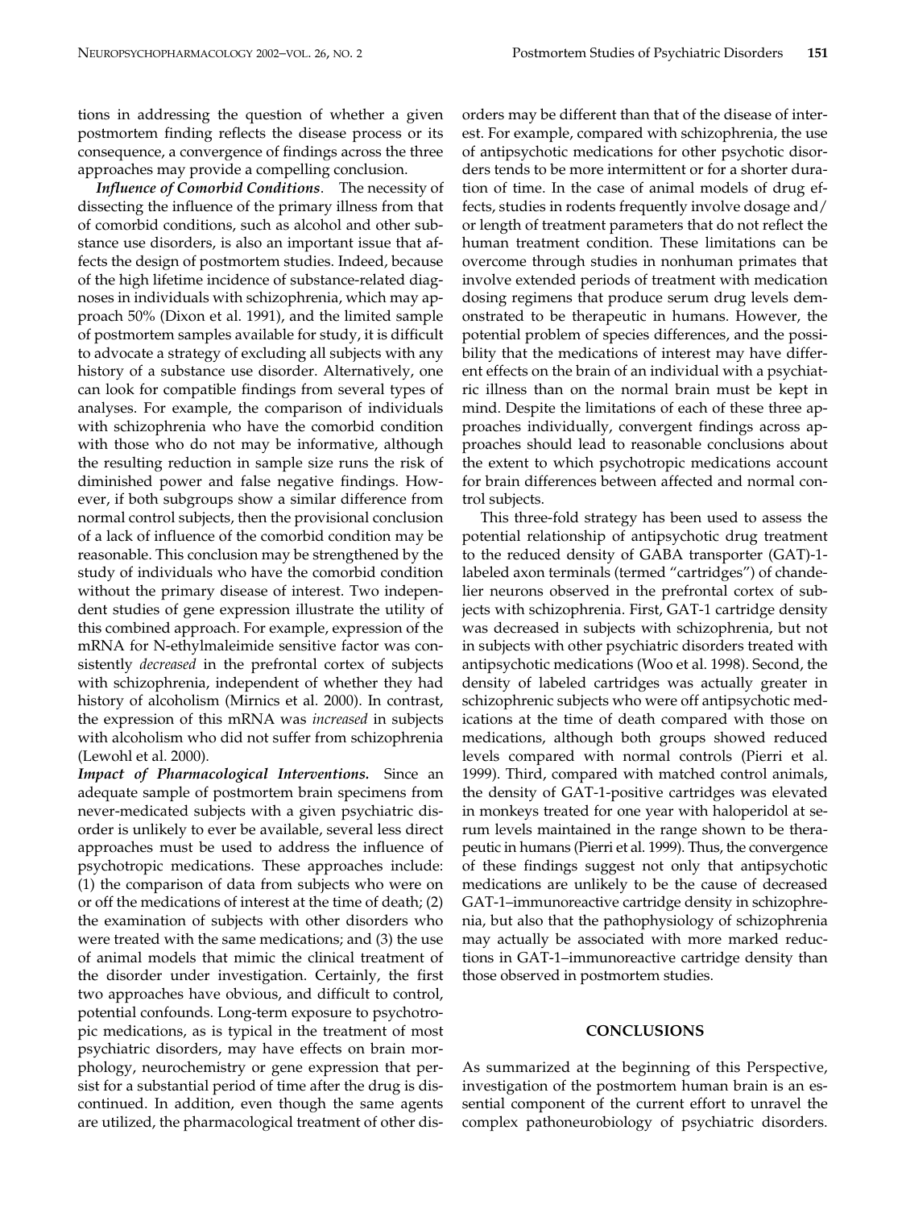tions in addressing the question of whether a given postmortem finding reflects the disease process or its consequence, a convergence of findings across the three approaches may provide a compelling conclusion.

***Influence of Comorbid Conditions*.** The necessity of dissecting the influence of the primary illness from that of comorbid conditions, such as alcohol and other substance use disorders, is also an important issue that affects the design of postmortem studies. Indeed, because of the high lifetime incidence of substance-related diagnoses in individuals with schizophrenia, which may approach 50% (Dixon et al. 1991), and the limited sample of postmortem samples available for study, it is difficult to advocate a strategy of excluding all subjects with any history of a substance use disorder. Alternatively, one can look for compatible findings from several types of analyses. For example, the comparison of individuals with schizophrenia who have the comorbid condition with those who do not may be informative, although the resulting reduction in sample size runs the risk of diminished power and false negative findings. However, if both subgroups show a similar difference from normal control subjects, then the provisional conclusion of a lack of influence of the comorbid condition may be reasonable. This conclusion may be strengthened by the study of individuals who have the comorbid condition without the primary disease of interest. Two independent studies of gene expression illustrate the utility of this combined approach. For example, expression of the mRNA for N-ethylmaleimide sensitive factor was consistently *decreased* in the prefrontal cortex of subjects with schizophrenia, independent of whether they had history of alcoholism (Mirnics et al. 2000). In contrast, the expression of this mRNA was *increased* in subjects with alcoholism who did not suffer from schizophrenia (Lewohl et al. 2000).

***Impact of Pharmacological Interventions.*** Since an adequate sample of postmortem brain specimens from never-medicated subjects with a given psychiatric disorder is unlikely to ever be available, several less direct approaches must be used to address the influence of psychotropic medications. These approaches include: (1) the comparison of data from subjects who were on or off the medications of interest at the time of death; (2) the examination of subjects with other disorders who were treated with the same medications; and (3) the use of animal models that mimic the clinical treatment of the disorder under investigation. Certainly, the first two approaches have obvious, and difficult to control, potential confounds. Long-term exposure to psychotropic medications, as is typical in the treatment of most psychiatric disorders, may have effects on brain morphology, neurochemistry or gene expression that persist for a substantial period of time after the drug is discontinued. In addition, even though the same agents are utilized, the pharmacological treatment of other disorders may be different than that of the disease of interest. For example, compared with schizophrenia, the use of antipsychotic medications for other psychotic disorders tends to be more intermittent or for a shorter duration of time. In the case of animal models of drug effects, studies in rodents frequently involve dosage and/or length of treatment parameters that do not reflect the human treatment condition. These limitations can be overcome through studies in nonhuman primates that involve extended periods of treatment with medication dosing regimens that produce serum drug levels demonstrated to be therapeutic in humans. However, the potential problem of species differences, and the possibility that the medications of interest may have different effects on the brain of an individual with a psychiatric illness than on the normal brain must be kept in mind. Despite the limitations of each of these three approaches individually, convergent findings across approaches should lead to reasonable conclusions about the extent to which psychotropic medications account for brain differences between affected and normal control subjects.

This three-fold strategy has been used to assess the potential relationship of antipsychotic drug treatment to the reduced density of GABA transporter (GAT)-1-labeled axon terminals (termed "cartridges") of chandelier neurons observed in the prefrontal cortex of subjects with schizophrenia. First, GAT-1 cartridge density was decreased in subjects with schizophrenia, but not in subjects with other psychiatric disorders treated with antipsychotic medications (Woo et al. 1998). Second, the density of labeled cartridges was actually greater in schizophrenic subjects who were off antipsychotic medications at the time of death compared with those on medications, although both groups showed reduced levels compared with normal controls (Pierri et al. 1999). Third, compared with matched control animals, the density of GAT-1-positive cartridges was elevated in monkeys treated for one year with haloperidol at serum levels maintained in the range shown to be therapeutic in humans (Pierri et al. 1999). Thus, the convergence of these findings suggest not only that antipsychotic medications are unlikely to be the cause of decreased GAT-1–immunoreactive cartridge density in schizophrenia, but also that the pathophysiology of schizophrenia may actually be associated with more marked reductions in GAT-1–immunoreactive cartridge density than those observed in postmortem studies.

## CONCLUSIONS

As summarized at the beginning of this Perspective, investigation of the postmortem human brain is an essential component of the current effort to unravel the complex pathoneurobiology of psychiatric disorders.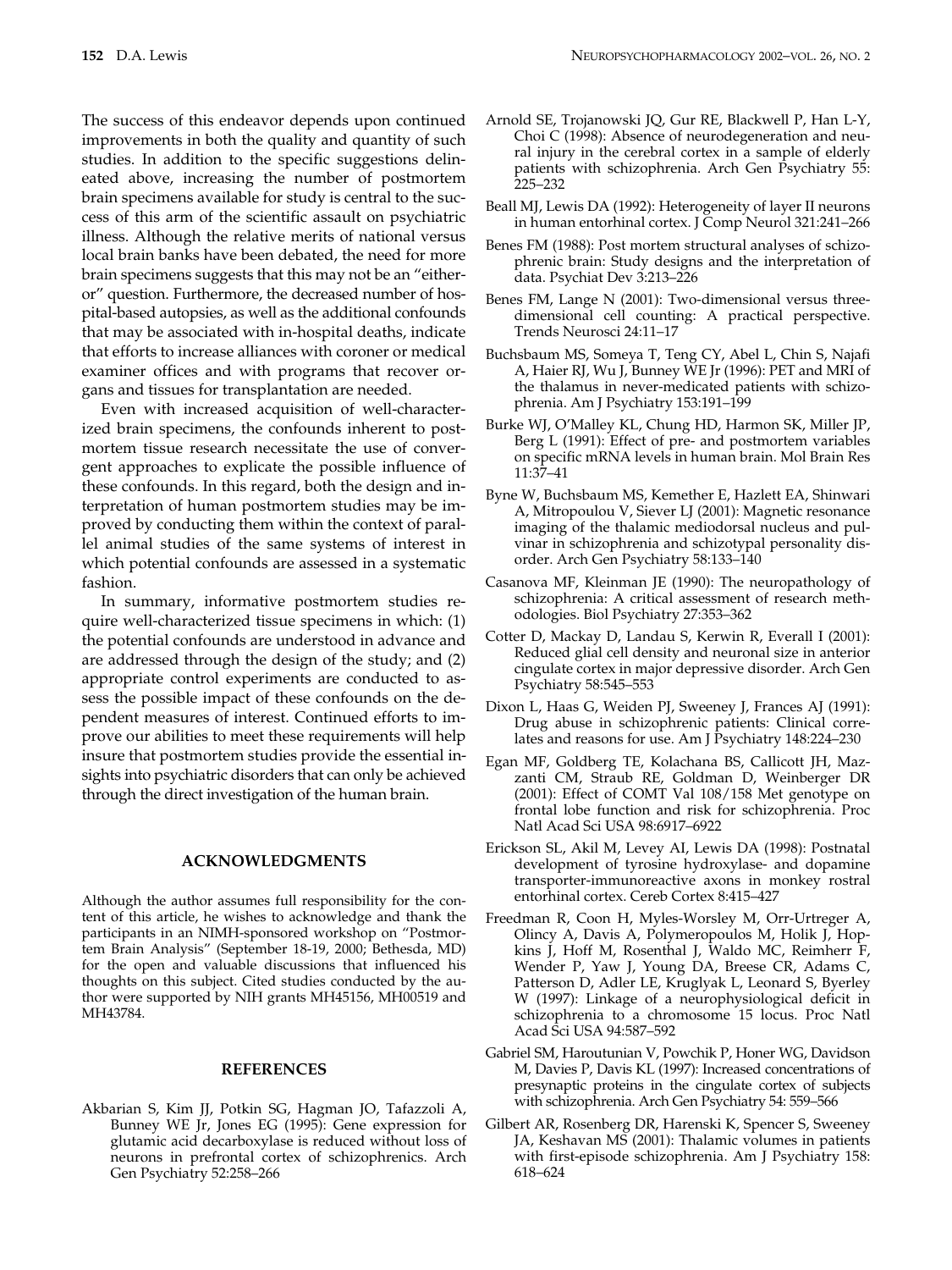The success of this endeavor depends upon continued improvements in both the quality and quantity of such studies. In addition to the specific suggestions delineated above, increasing the number of postmortem brain specimens available for study is central to the success of this arm of the scientific assault on psychiatric illness. Although the relative merits of national versus local brain banks have been debated, the need for more brain specimens suggests that this may not be an "either-or" question. Furthermore, the decreased number of hospital-based autopsies, as well as the additional confounds that may be associated with in-hospital deaths, indicate that efforts to increase alliances with coroner or medical examiner offices and with programs that recover organs and tissues for transplantation are needed.

Even with increased acquisition of well-characterized brain specimens, the confounds inherent to postmortem tissue research necessitate the use of convergent approaches to explicate the possible influence of these confounds. In this regard, both the design and interpretation of human postmortem studies may be improved by conducting them within the context of parallel animal studies of the same systems of interest in which potential confounds are assessed in a systematic fashion.

In summary, informative postmortem studies require well-characterized tissue specimens in which: (1) the potential confounds are understood in advance and are addressed through the design of the study; and (2) appropriate control experiments are conducted to assess the possible impact of these confounds on the dependent measures of interest. Continued efforts to improve our abilities to meet these requirements will help insure that postmortem studies provide the essential insights into psychiatric disorders that can only be achieved through the direct investigation of the human brain.

## ACKNOWLEDGMENTS

Although the author assumes full responsibility for the content of this article, he wishes to acknowledge and thank the participants in an NIMH-sponsored workshop on "Postmortem Brain Analysis" (September 18-19, 2000; Bethesda, MD) for the open and valuable discussions that influenced his thoughts on this subject. Cited studies conducted by the author were supported by NIH grants MH45156, MH00519 and MH43784.

## REFERENCES

Akbarian S, Kim JJ, Potkin SG, Hagman JO, Tafazzoli A, Bunney WE Jr, Jones EG (1995): Gene expression for glutamic acid decarboxylase is reduced without loss of neurons in prefrontal cortex of schizophrenics. Arch Gen Psychiatry 52:258–266

Arnold SE, Trojanowski JQ, Gur RE, Blackwell P, Han L-Y, Choi C (1998): Absence of neurodegeneration and neural injury in the cerebral cortex in a sample of elderly patients with schizophrenia. Arch Gen Psychiatry 55: 225–232

Beall MJ, Lewis DA (1992): Heterogeneity of layer II neurons in human entorhinal cortex. J Comp Neurol 321:241–266

Benes FM (1988): Post mortem structural analyses of schizophrenic brain: Study designs and the interpretation of data. Psychiat Dev 3:213–226

Benes FM, Lange N (2001): Two-dimensional versus three-dimensional cell counting: A practical perspective. Trends Neurosci 24:11–17

Buchsbaum MS, Someya T, Teng CY, Abel L, Chin S, Najafi A, Haier RJ, Wu J, Bunney WE Jr (1996): PET and MRI of the thalamus in never-medicated patients with schizophrenia. Am J Psychiatry 153:191–199

Burke WJ, O'Malley KL, Chung HD, Harmon SK, Miller JP, Berg L (1991): Effect of pre- and postmortem variables on specific mRNA levels in human brain. Mol Brain Res 11:37–41

Byne W, Buchsbaum MS, Kemether E, Hazlett EA, Shinwari A, Mitropoulou V, Siever LJ (2001): Magnetic resonance imaging of the thalamic mediodorsal nucleus and pulvinar in schizophrenia and schizotypal personality disorder. Arch Gen Psychiatry 58:133–140

Casanova MF, Kleinman JE (1990): The neuropathology of schizophrenia: A critical assessment of research methodologies. Biol Psychiatry 27:353–362

Cotter D, Mackay D, Landau S, Kerwin R, Everall I (2001): Reduced glial cell density and neuronal size in anterior cingulate cortex in major depressive disorder. Arch Gen Psychiatry 58:545–553

Dixon L, Haas G, Weiden PJ, Sweeney J, Frances AJ (1991): Drug abuse in schizophrenic patients: Clinical correlates and reasons for use. Am J Psychiatry 148:224–230

Egan MF, Goldberg TE, Kolachana BS, Callicott JH, Mazzanti CM, Straub RE, Goldman D, Weinberger DR (2001): Effect of COMT Val 108/158 Met genotype on frontal lobe function and risk for schizophrenia. Proc Natl Acad Sci USA 98:6917–6922

Erickson SL, Akil M, Levey AI, Lewis DA (1998): Postnatal development of tyrosine hydroxylase- and dopamine transporter-immunoreactive axons in monkey rostral entorhinal cortex. Cereb Cortex 8:415–427

Freedman R, Coon H, Myles-Worsley M, Orr-Urtreger A, Olincy A, Davis A, Polymeropoulos M, Holik J, Hopkins J, Hoff M, Rosenthal J, Waldo MC, Reimherr F, Wender P, Yaw J, Young DA, Breese CR, Adams C, Patterson D, Adler LE, Kruglyak L, Leonard S, Byerley W (1997): Linkage of a neurophysiological deficit in schizophrenia to a chromosome 15 locus. Proc Natl Acad Sci USA 94:587–592

Gabriel SM, Haroutunian V, Powchik P, Honer WG, Davidson M, Davies P, Davis KL (1997): Increased concentrations of presynaptic proteins in the cingulate cortex of subjects with schizophrenia. Arch Gen Psychiatry 54: 559–566

Gilbert AR, Rosenberg DR, Harenski K, Spencer S, Sweeney JA, Keshavan MS (2001): Thalamic volumes in patients with first-episode schizophrenia. Am J Psychiatry 158: 618–624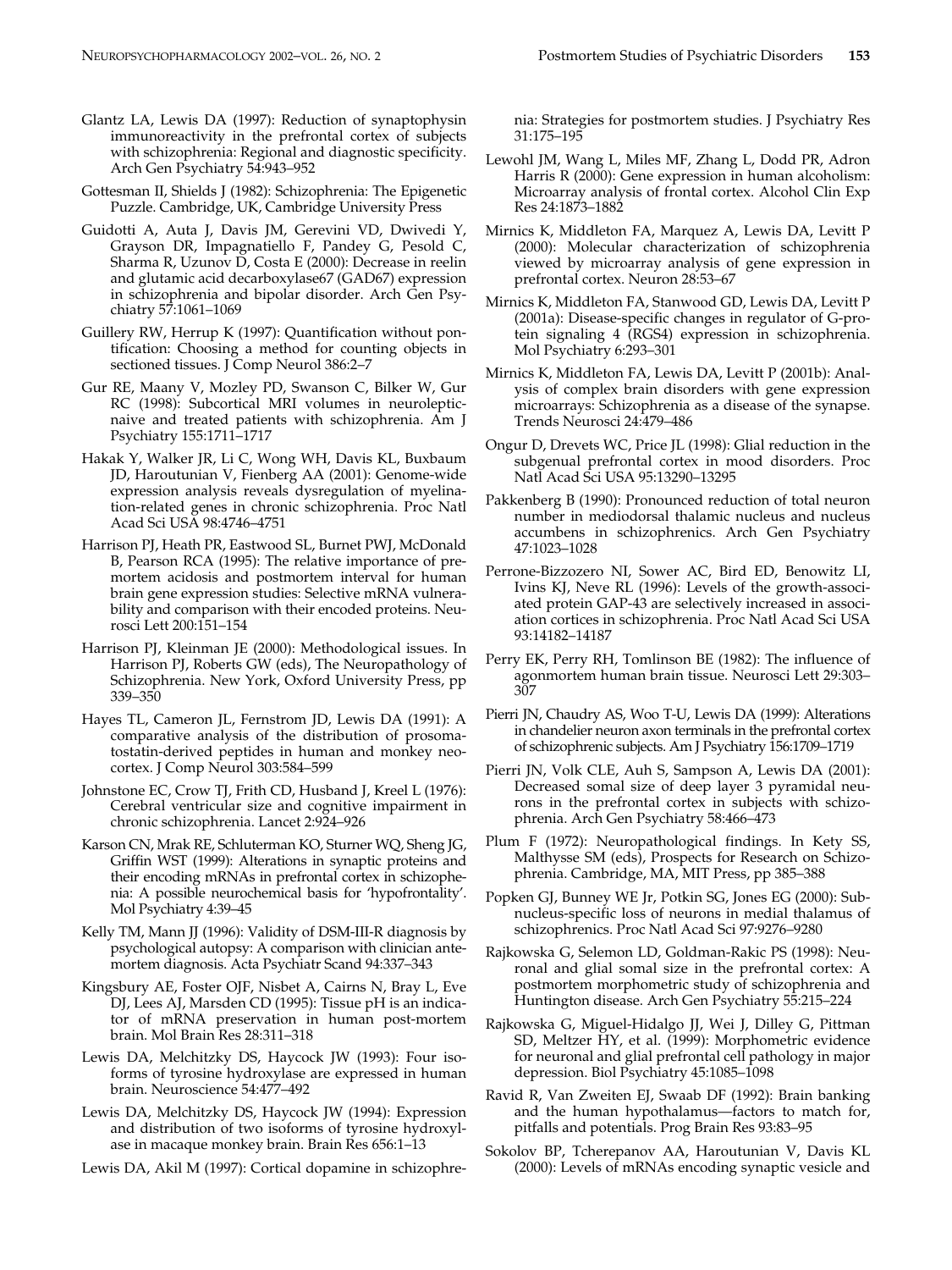Glantz LA, Lewis DA (1997): Reduction of synaptophysin immunoreactivity in the prefrontal cortex of subjects with schizophrenia: Regional and diagnostic specificity. Arch Gen Psychiatry 54:943–952

Gottesman II, Shields J (1982): Schizophrenia: The Epigenetic Puzzle. Cambridge, UK, Cambridge University Press

Guidotti A, Auta J, Davis JM, Gerevini VD, Dwivedi Y, Grayson DR, Impagnatiello F, Pandey G, Pesold C, Sharma R, Uzunov D, Costa E (2000): Decrease in reelin and glutamic acid decarboxylase67 (GAD67) expression in schizophrenia and bipolar disorder. Arch Gen Psychiatry 57:1061–1069

Guillery RW, Herrup K (1997): Quantification without pontification: Choosing a method for counting objects in sectioned tissues. J Comp Neurol 386:2–7

Gur RE, Maany V, Mozley PD, Swanson C, Bilker W, Gur RC (1998): Subcortical MRI volumes in neuroleptic-naive and treated patients with schizophrenia. Am J Psychiatry 155:1711–1717

Hakak Y, Walker JR, Li C, Wong WH, Davis KL, Buxbaum JD, Haroutunian V, Fienberg AA (2001): Genome-wide expression analysis reveals dysregulation of myelination-related genes in chronic schizophrenia. Proc Natl Acad Sci USA 98:4746–4751

Harrison PJ, Heath PR, Eastwood SL, Burnet PWJ, McDonald B, Pearson RCA (1995): The relative importance of premortem acidosis and postmortem interval for human brain gene expression studies: Selective mRNA vulnerability and comparison with their encoded proteins. Neurosci Lett 200:151–154

Harrison PJ, Kleinman JE (2000): Methodological issues. In Harrison PJ, Roberts GW (eds), The Neuropathology of Schizophrenia. New York, Oxford University Press, pp 339–350

Hayes TL, Cameron JL, Fernstrom JD, Lewis DA (1991): A comparative analysis of the distribution of prosomatostatin-derived peptides in human and monkey neocortex. J Comp Neurol 303:584–599

Johnstone EC, Crow TJ, Frith CD, Husband J, Kreel L (1976): Cerebral ventricular size and cognitive impairment in chronic schizophrenia. Lancet 2:924–926

Karson CN, Mrak RE, Schluterman KO, Sturner WQ, Sheng JG, Griffin WST (1999): Alterations in synaptic proteins and their encoding mRNAs in prefrontal cortex in schizophrenia: A possible neurochemical basis for 'hypofrontality'. Mol Psychiatry 4:39–45

Kelly TM, Mann JJ (1996): Validity of DSM-III-R diagnosis by psychological autopsy: A comparison with clinician antemortem diagnosis. Acta Psychiatr Scand 94:337–343

Kingsbury AE, Foster OJF, Nisbet A, Cairns N, Bray L, Eve DJ, Lees AJ, Marsden CD (1995): Tissue pH is an indicator of mRNA preservation in human post-mortem brain. Mol Brain Res 28:311–318

Lewis DA, Melchitzky DS, Haycock JW (1993): Four isoforms of tyrosine hydroxylase are expressed in human brain. Neuroscience 54:477–492

Lewis DA, Melchitzky DS, Haycock JW (1994): Expression and distribution of two isoforms of tyrosine hydroxylase in macaque monkey brain. Brain Res 656:1–13

Lewis DA, Akil M (1997): Cortical dopamine in schizophrenia: Strategies for postmortem studies. J Psychiatry Res 31:175–195

Lewohl JM, Wang L, Miles MF, Zhang L, Dodd PR, Adron Harris R (2000): Gene expression in human alcoholism: Microarray analysis of frontal cortex. Alcohol Clin Exp Res 24:1873–1882

Mirnics K, Middleton FA, Marquez A, Lewis DA, Levitt P (2000): Molecular characterization of schizophrenia viewed by microarray analysis of gene expression in prefrontal cortex. Neuron 28:53–67

Mirnics K, Middleton FA, Stanwood GD, Lewis DA, Levitt P (2001a): Disease-specific changes in regulator of G-protein signaling 4 (RGS4) expression in schizophrenia. Mol Psychiatry 6:293–301

Mirnics K, Middleton FA, Lewis DA, Levitt P (2001b): Analysis of complex brain disorders with gene expression microarrays: Schizophrenia as a disease of the synapse. Trends Neurosci 24:479–486

Ongur D, Drevets WC, Price JL (1998): Glial reduction in the subgenual prefrontal cortex in mood disorders. Proc Natl Acad Sci USA 95:13290–13295

Pakkenberg B (1990): Pronounced reduction of total neuron number in mediodorsal thalamic nucleus and nucleus accumbens in schizophrenics. Arch Gen Psychiatry 47:1023–1028

Perrone-Bizzozero NI, Sower AC, Bird ED, Benowitz LI, Ivins KJ, Neve RL (1996): Levels of the growth-associated protein GAP-43 are selectively increased in association cortices in schizophrenia. Proc Natl Acad Sci USA 93:14182–14187

Perry EK, Perry RH, Tomlinson BE (1982): The influence of agonmortem human brain tissue. Neurosci Lett 29:303–307

Pierri JN, Chaudry AS, Woo T-U, Lewis DA (1999): Alterations in chandelier neuron axon terminals in the prefrontal cortex of schizophrenic subjects. Am J Psychiatry 156:1709–1719

Pierri JN, Volk CLE, Auh S, Sampson A, Lewis DA (2001): Decreased somal size of deep layer 3 pyramidal neurons in the prefrontal cortex in subjects with schizophrenia. Arch Gen Psychiatry 58:466–473

Plum F (1972): Neuropathological findings. In Kety SS, Malthysse SM (eds), Prospects for Research on Schizophrenia. Cambridge, MA, MIT Press, pp 385–388

Popken GJ, Bunney WE Jr, Potkin SG, Jones EG (2000): Subnucleus-specific loss of neurons in medial thalamus of schizophrenics. Proc Natl Acad Sci 97:9276–9280

Rajkowska G, Selemon LD, Goldman-Rakic PS (1998): Neuronal and glial somal size in the prefrontal cortex: A postmortem morphometric study of schizophrenia and Huntington disease. Arch Gen Psychiatry 55:215–224

Rajkowska G, Miguel-Hidalgo JJ, Wei J, Dilley G, Pittman SD, Meltzer HY, et al. (1999): Morphometric evidence for neuronal and glial prefrontal cell pathology in major depression. Biol Psychiatry 45:1085–1098

Ravid R, Van Zweiten EJ, Swaab DF (1992): Brain banking and the human hypothalamus—factors to match for, pitfalls and potentials. Prog Brain Res 93:83–95

Sokolov BP, Tcherepanov AA, Haroutunian V, Davis KL (2000): Levels of mRNAs encoding synaptic vesicle and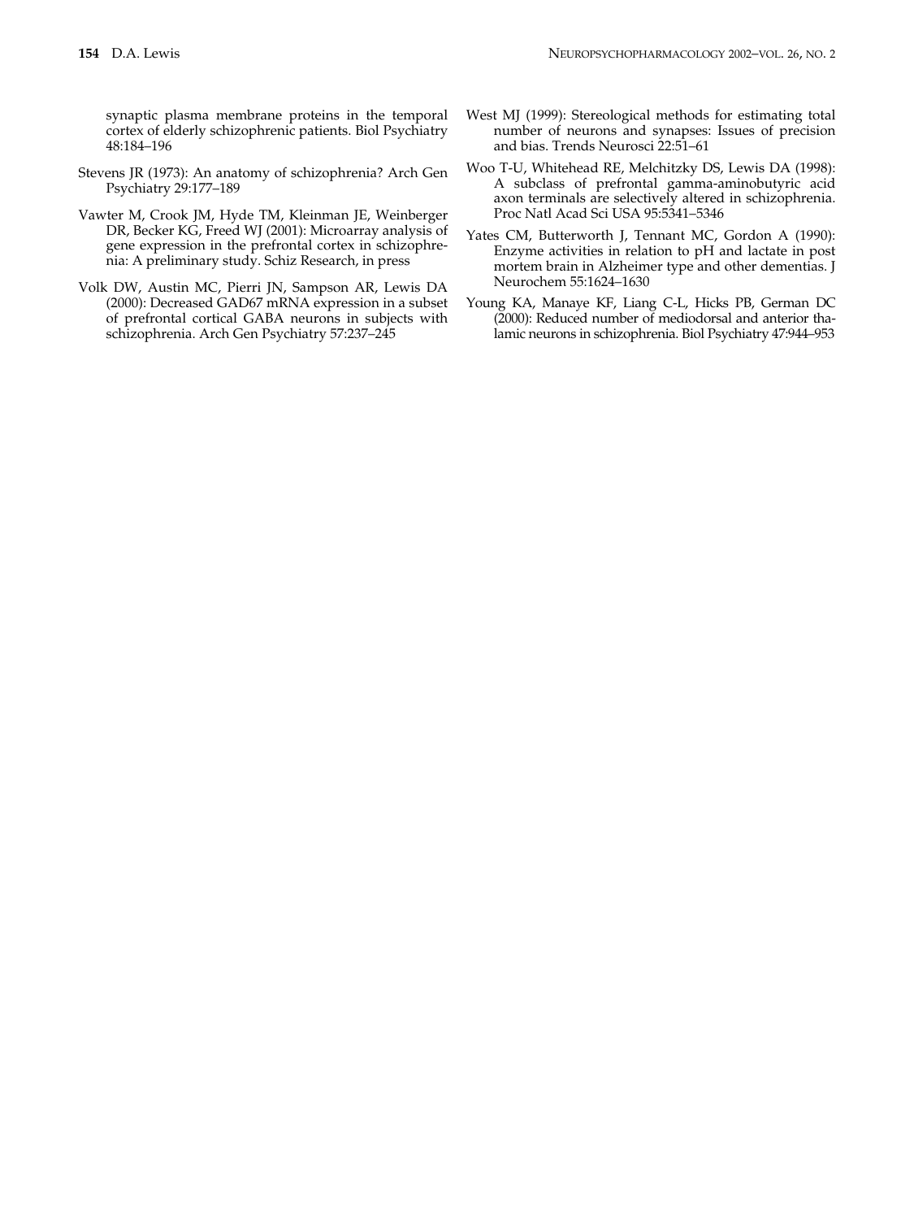synaptic plasma membrane proteins in the temporal cortex of elderly schizophrenic patients. Biol Psychiatry 48:184–196

Stevens JR (1973): An anatomy of schizophrenia? Arch Gen Psychiatry 29:177–189

Vawter M, Crook JM, Hyde TM, Kleinman JE, Weinberger DR, Becker KG, Freed WJ (2001): Microarray analysis of gene expression in the prefrontal cortex in schizophrenia: A preliminary study. Schiz Research, in press

Volk DW, Austin MC, Pierri JN, Sampson AR, Lewis DA (2000): Decreased GAD67 mRNA expression in a subset of prefrontal cortical GABA neurons in subjects with schizophrenia. Arch Gen Psychiatry 57:237–245

West MJ (1999): Stereological methods for estimating total number of neurons and synapses: Issues of precision and bias. Trends Neurosci 22:51–61

Woo T-U, Whitehead RE, Melchitzky DS, Lewis DA (1998): A subclass of prefrontal gamma-aminobutyric acid axon terminals are selectively altered in schizophrenia. Proc Natl Acad Sci USA 95:5341–5346

Yates CM, Butterworth J, Tennant MC, Gordon A (1990): Enzyme activities in relation to pH and lactate in post mortem brain in Alzheimer type and other dementias. J Neurochem 55:1624–1630

Young KA, Manaye KF, Liang C-L, Hicks PB, German DC (2000): Reduced number of mediodorsal and anterior thalamic neurons in schizophrenia. Biol Psychiatry 47:944–953